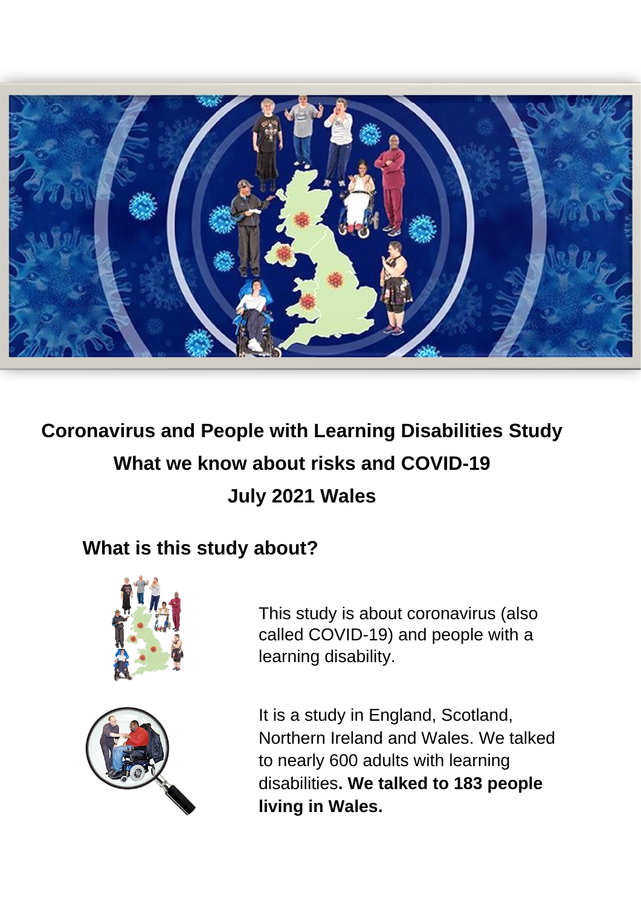# Coronavirus and People with Learning Disabilities Study

## What we know about risks and COVID-19

## July 2021 Wales

### What is this study about?

This study is about coronavirus (also called COVID-19) and people with a learning disability.

It is a study in England, Scotland, Northern Ireland and Wales. We talked to nearly 600 adults with learning disabilities**. We talked to 183 people living in Wales.**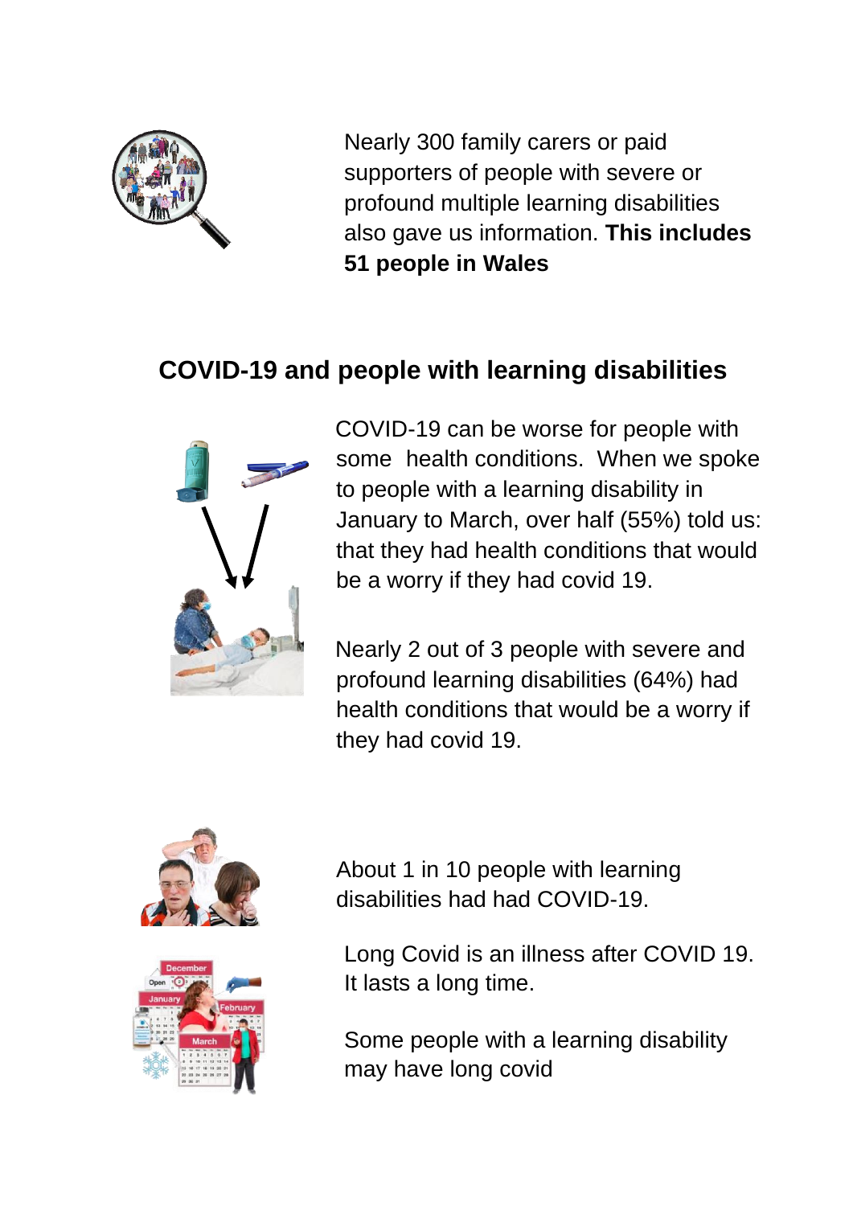Nearly 300 family carers or paid supporters of people with severe or profound multiple learning disabilities also gave us information. **This includes 51 people in Wales**

## COVID-19 and people with learning disabilities

COVID-19 can be worse for people with some health conditions. When we spoke to people with a learning disability in January to March, over half (55%) told us: that they had health conditions that would be a worry if they had covid 19.

Nearly 2 out of 3 people with severe and profound learning disabilities (64%) had health conditions that would be a worry if they had covid 19.

About 1 in 10 people with learning disabilities had had COVID-19.

Long Covid is an illness after COVID 19. It lasts a long time.

Some people with a learning disability may have long covid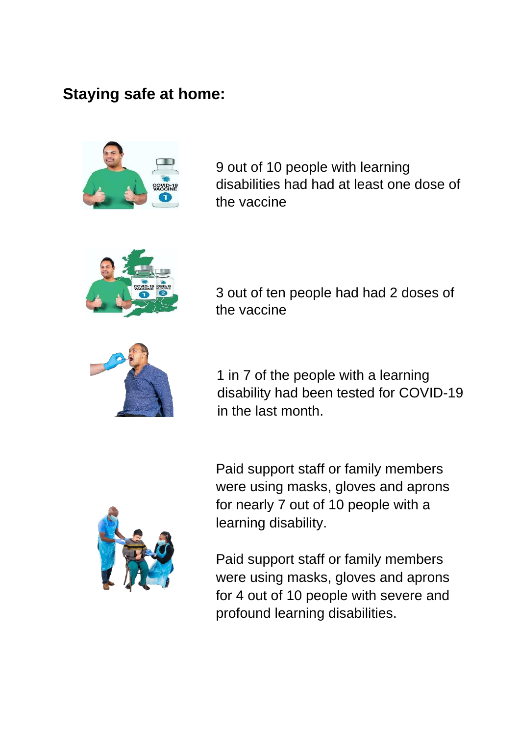## Staying safe at home:

9 out of 10 people with learning disabilities had had at least one dose of the vaccine

3 out of ten people had had 2 doses of the vaccine

1 in 7 of the people with a learning disability had been tested for COVID-19 in the last month.

Paid support staff or family members were using masks, gloves and aprons for nearly 7 out of 10 people with a learning disability.

Paid support staff or family members were using masks, gloves and aprons for 4 out of 10 people with severe and profound learning disabilities.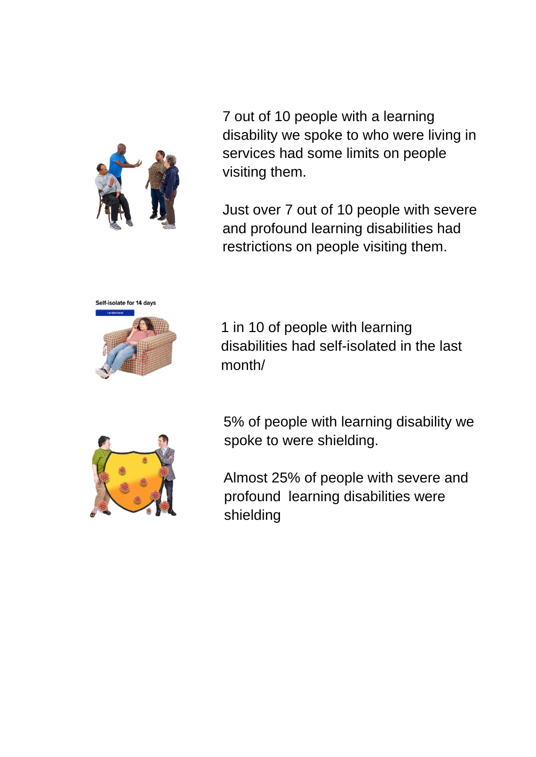7 out of 10 people with a learning disability we spoke to who were living in services had some limits on people visiting them.

Just over 7 out of 10 people with severe and profound learning disabilities had restrictions on people visiting them.

1 in 10 of people with learning disabilities had self-isolated in the last month/

5% of people with learning disability we spoke to were shielding.

Almost 25% of people with severe and profound learning disabilities were shielding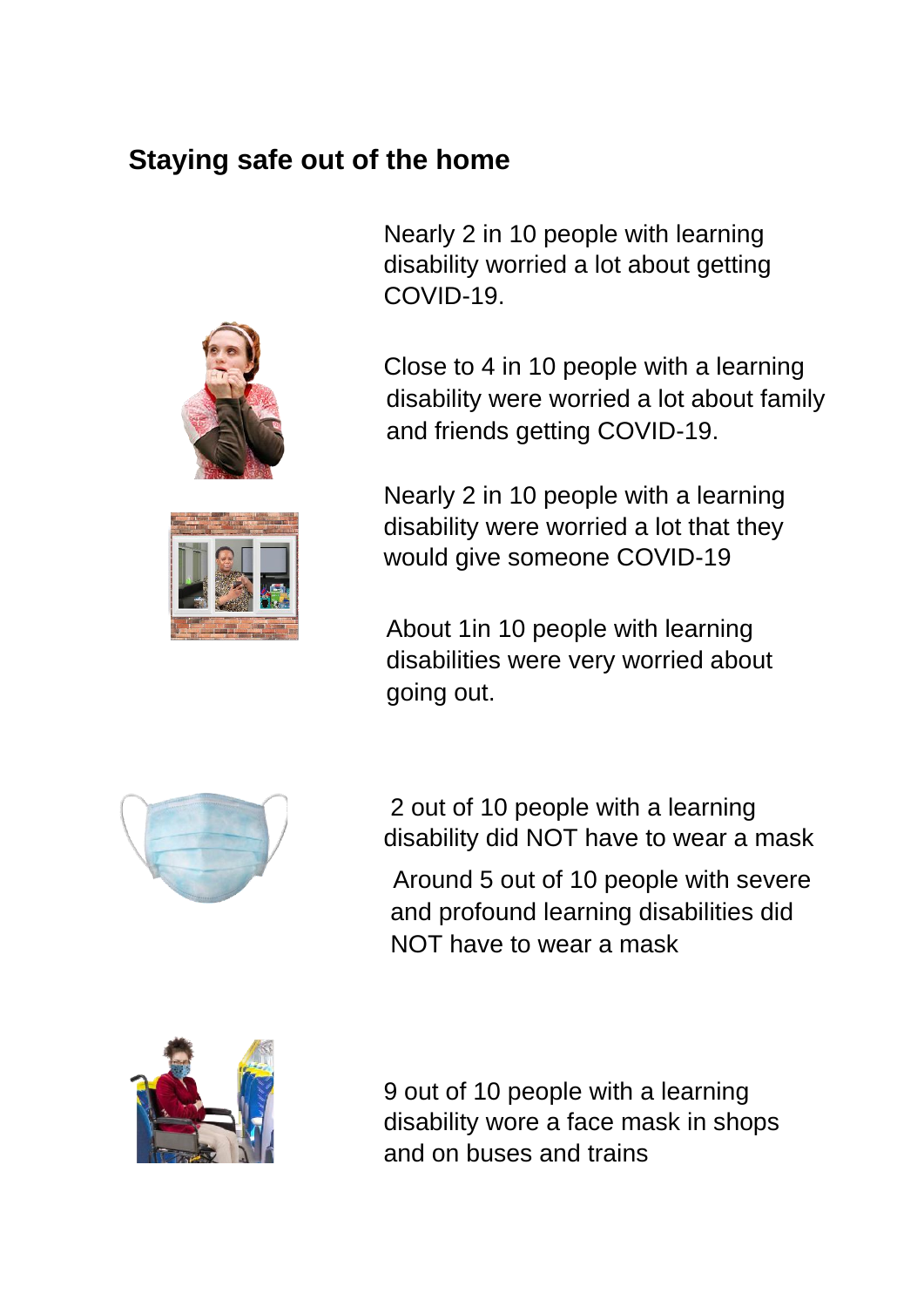## Staying safe out of the home

Nearly 2 in 10 people with learning disability worried a lot about getting COVID-19.

Close to 4 in 10 people with a learning disability were worried a lot about family and friends getting COVID-19.

Nearly 2 in 10 people with a learning disability were worried a lot that they would give someone COVID-19

About 1in 10 people with learning disabilities were very worried about going out.

2 out of 10 people with a learning disability did NOT have to wear a mask

Around 5 out of 10 people with severe and profound learning disabilities did NOT have to wear a mask

9 out of 10 people with a learning disability wore a face mask in shops and on buses and trains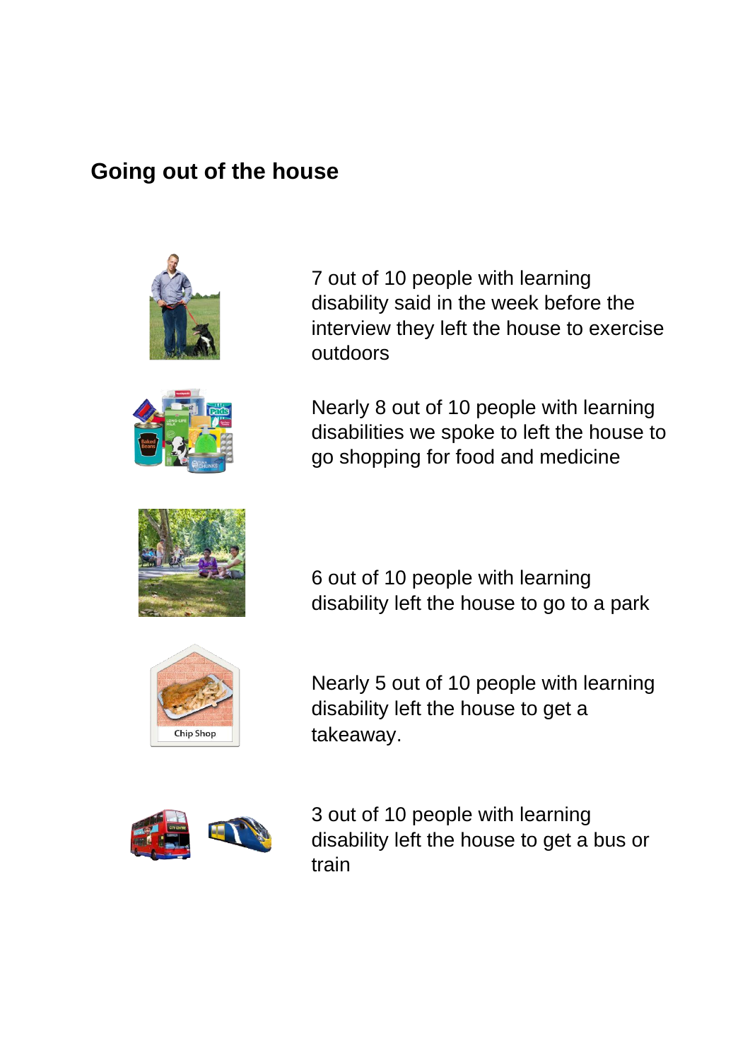## Going out of the house

7 out of 10 people with learning disability said in the week before the interview they left the house to exercise outdoors

Nearly 8 out of 10 people with learning disabilities we spoke to left the house to go shopping for food and medicine

6 out of 10 people with learning disability left the house to go to a park

Nearly 5 out of 10 people with learning disability left the house to get a takeaway.

3 out of 10 people with learning disability left the house to get a bus or train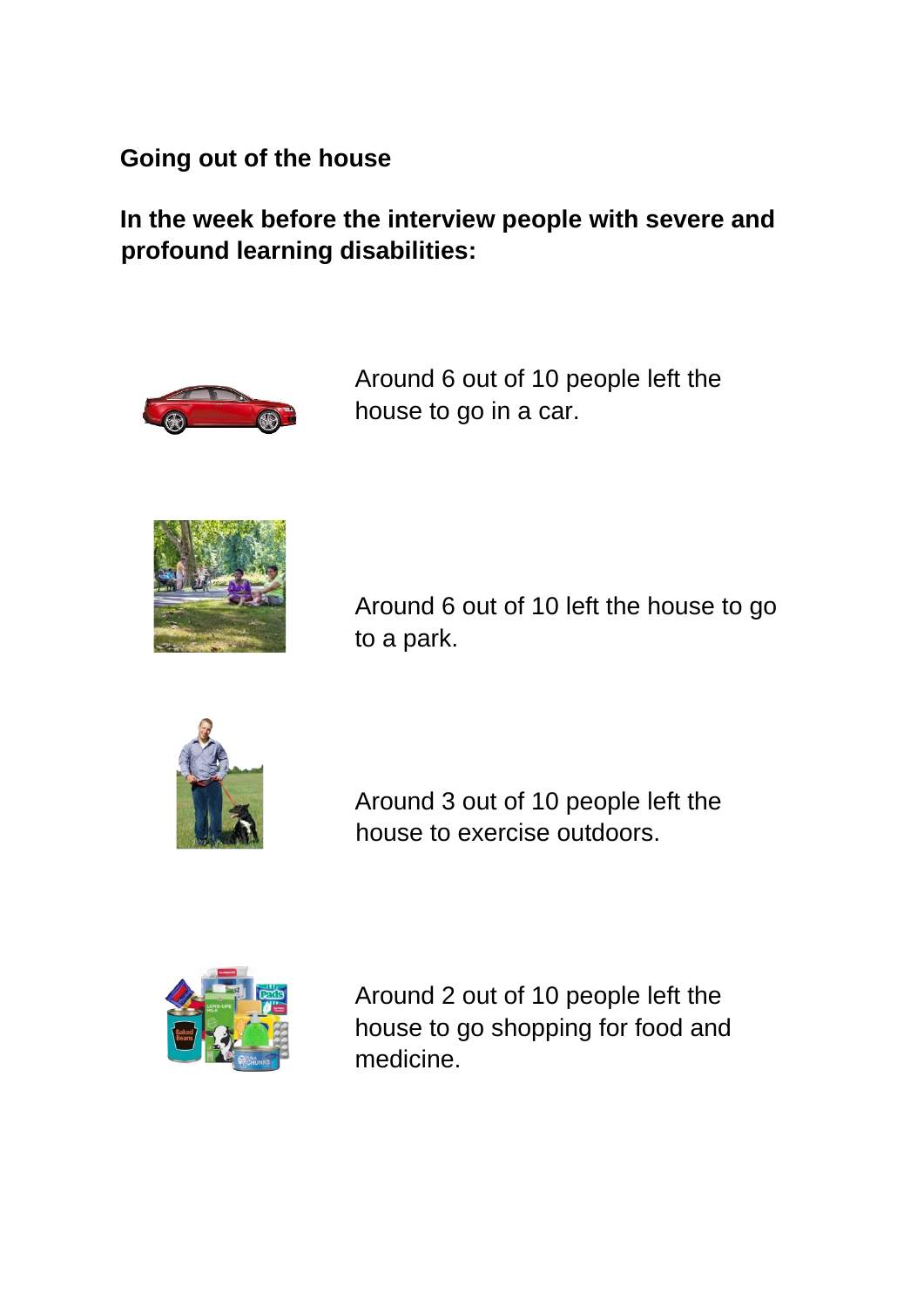## Going out of the house

**In the week before the interview people with severe and profound learning disabilities:**

Around 6 out of 10 people left the house to go in a car.

Around 6 out of 10 left the house to go to a park.

Around 3 out of 10 people left the house to exercise outdoors.

Around 2 out of 10 people left the house to go shopping for food and medicine.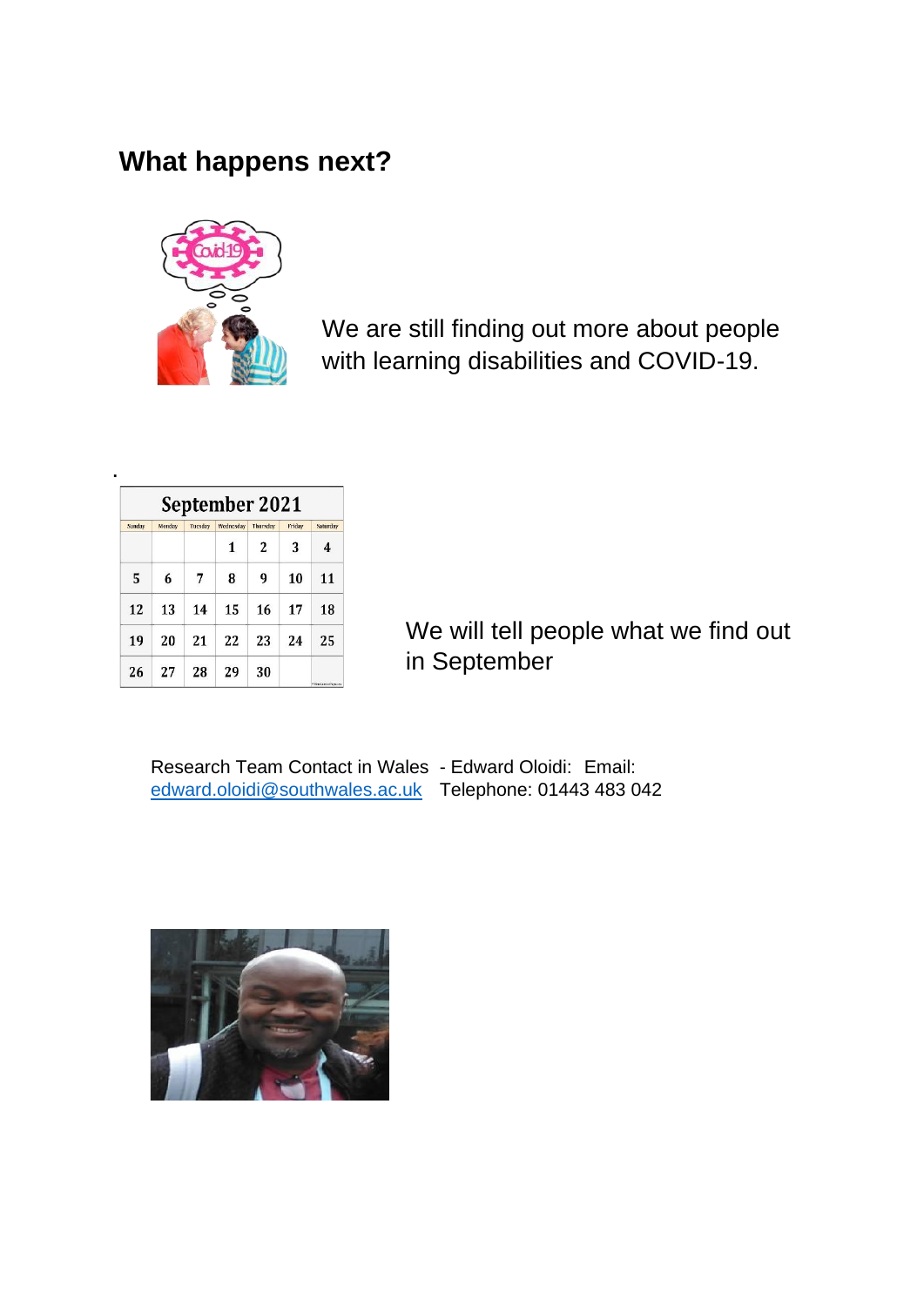## What happens next?

We are still finding out more about people with learning disabilities and COVID-19.

We will tell people what we find out in September

Research Team Contact in Wales - Edward Oloidi: Email: edward.oloidi@southwales.ac.uk Telephone: 01443 483 042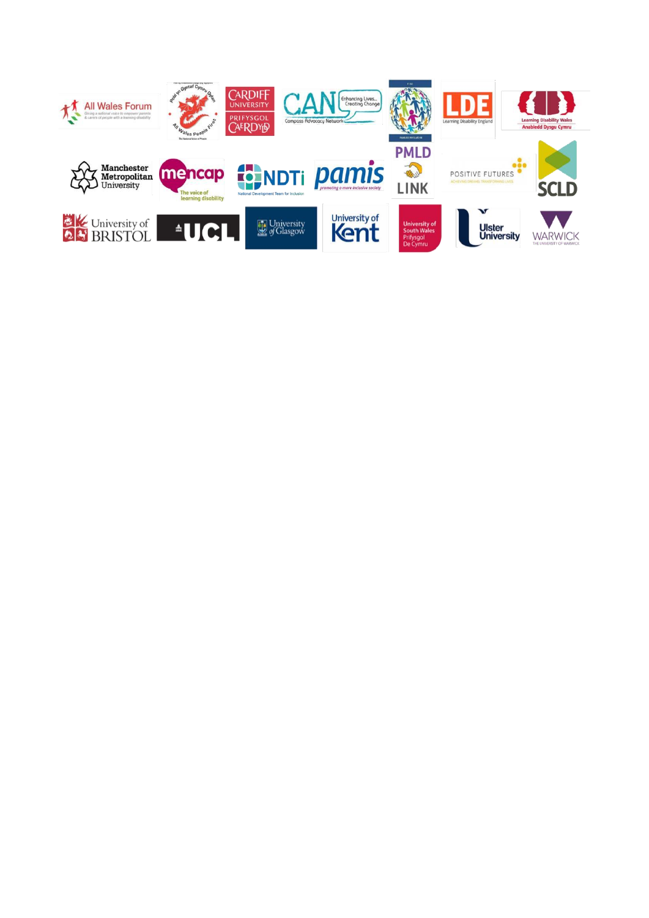All Wales Forum

All Wales People First

Cardiff University Prifysgol Caerdydd

CAN Compass Advocacy Network – Enhancing Lives... Creating Change

LDE Learning Disability England

Learning Disability Wales Anabledd Dysgu Cymru

Manchester Metropolitan University

mencap The voice of learning disability

NDTi National Development Team for Inclusion

pamis promoting a more inclusive society

PMLD LINK

POSITIVE FUTURES

SCLD

University of BRISTOL

UCL

University of Glasgow

University of Kent

University of South Wales Prifysgol De Cymru

Ulster University

WARWICK THE UNIVERSITY OF WARWICK